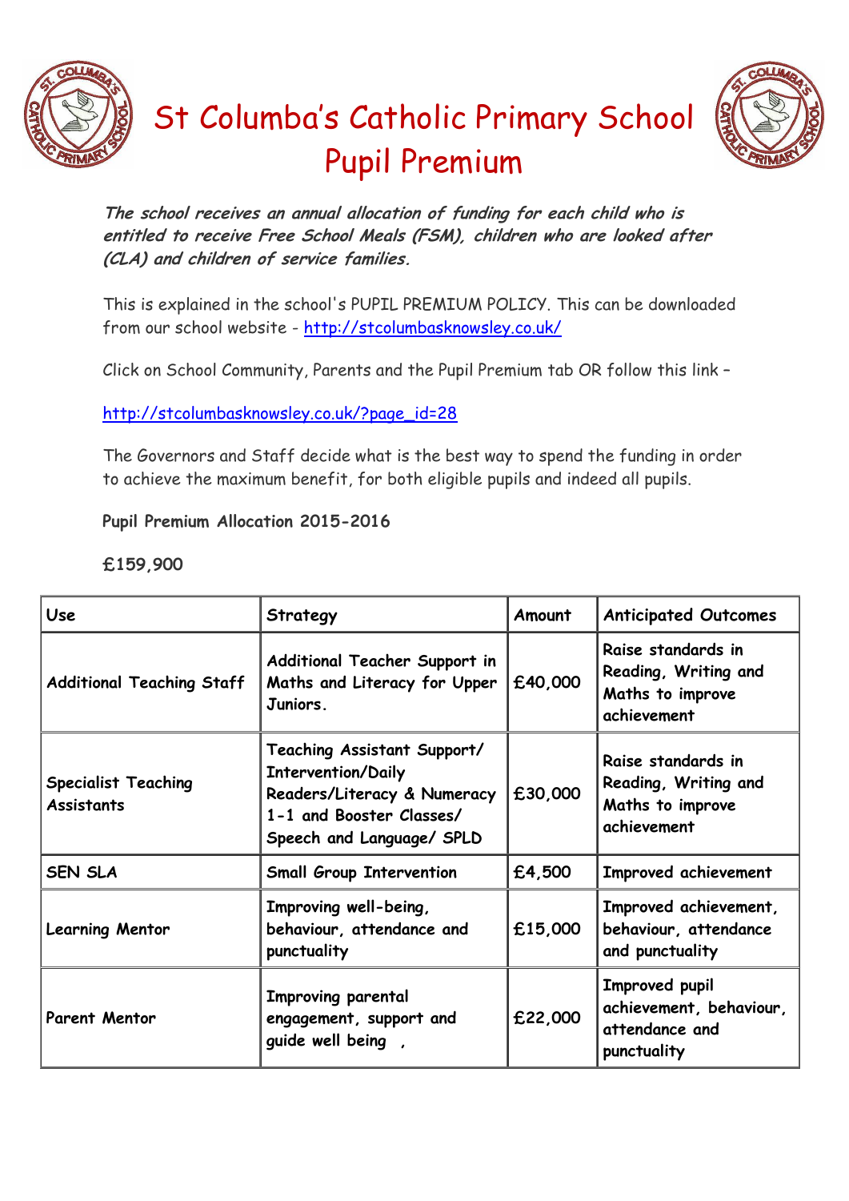# St Columba's Catholic Primary School
# Pupil Premium

***The school receives an annual allocation of funding for each child who is entitled to receive Free School Meals (FSM), children who are looked after (CLA) and children of service families.***

This is explained in the school's PUPIL PREMIUM POLICY. This can be downloaded from our school website - http://stcolumbasknowsley.co.uk/

Click on School Community, Parents and the Pupil Premium tab OR follow this link –

http://stcolumbasknowsley.co.uk/?page_id=28

The Governors and Staff decide what is the best way to spend the funding in order to achieve the maximum benefit, for both eligible pupils and indeed all pupils.

**Pupil Premium Allocation 2015-2016**

**£159,900**

| Use | Strategy | Amount | Anticipated Outcomes |
|---|---|---|---|
| Additional Teaching Staff | Additional Teacher Support in Maths and Literacy for Upper Juniors. | £40,000 | Raise standards in Reading, Writing and Maths to improve achievement |
| Specialist Teaching Assistants | Teaching Assistant Support/ Intervention/Daily Readers/Literacy & Numeracy 1-1 and Booster Classes/ Speech and Language/ SPLD | £30,000 | Raise standards in Reading, Writing and Maths to improve achievement |
| SEN SLA | Small Group Intervention | £4,500 | Improved achievement |
| Learning Mentor | Improving well-being, behaviour, attendance and punctuality | £15,000 | Improved achievement, behaviour, attendance and punctuality |
| Parent Mentor | Improving parental engagement, support and guide well being , | £22,000 | Improved pupil achievement, behaviour, attendance and punctuality |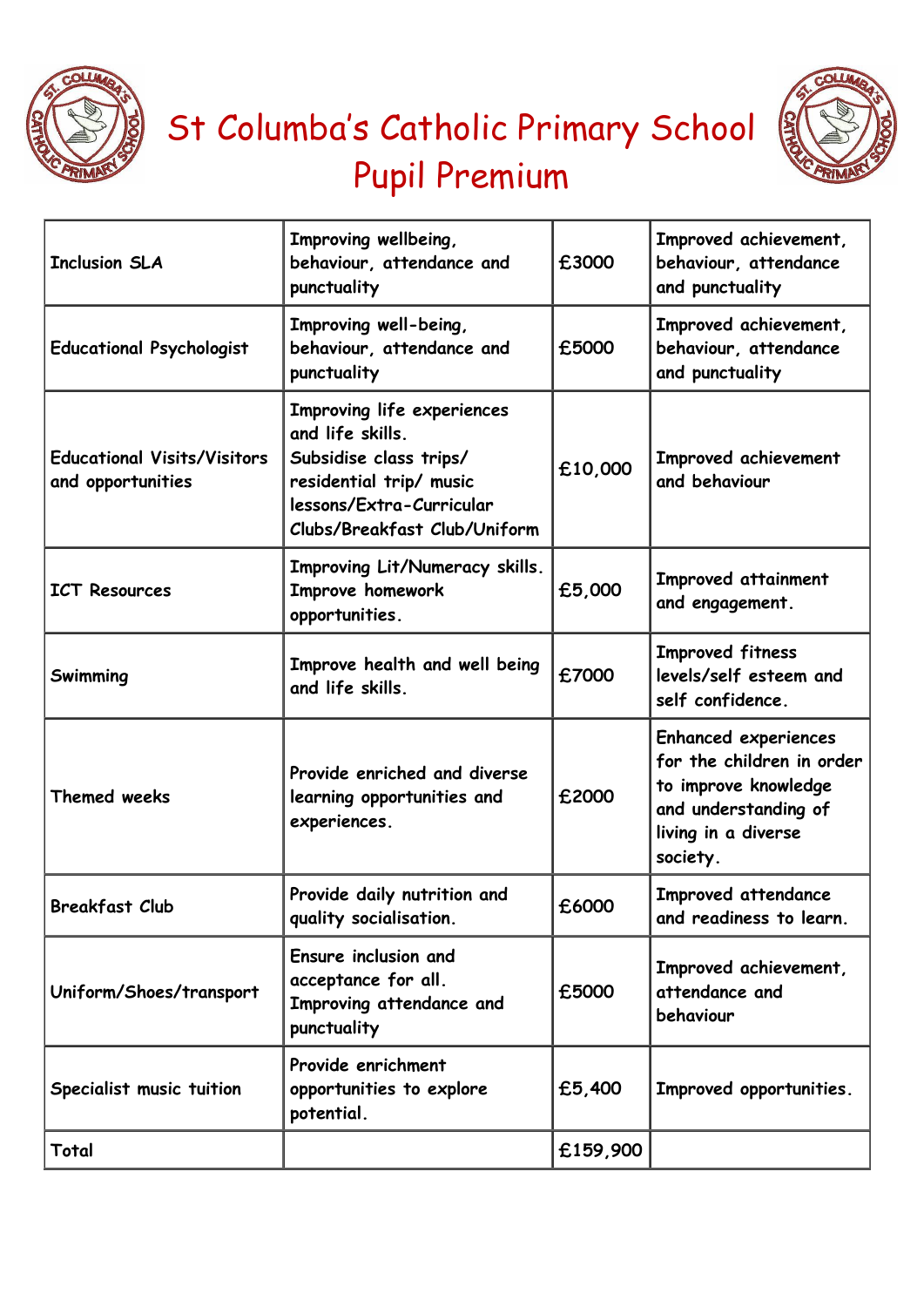# St Columba's Catholic Primary School
## Pupil Premium

| | | | |
|---|---|---|---|
| Inclusion SLA | Improving wellbeing, behaviour, attendance and punctuality | £3000 | Improved achievement, behaviour, attendance and punctuality |
| Educational Psychologist | Improving well-being, behaviour, attendance and punctuality | £5000 | Improved achievement, behaviour, attendance and punctuality |
| Educational Visits/Visitors and opportunities | Improving life experiences and life skills. Subsidise class trips/ residential trip/ music lessons/Extra-Curricular Clubs/Breakfast Club/Uniform | £10,000 | Improved achievement and behaviour |
| ICT Resources | Improving Lit/Numeracy skills. Improve homework opportunities. | £5,000 | Improved attainment and engagement. |
| Swimming | Improve health and well being and life skills. | £7000 | Improved fitness levels/self esteem and self confidence. |
| Themed weeks | Provide enriched and diverse learning opportunities and experiences. | £2000 | Enhanced experiences for the children in order to improve knowledge and understanding of living in a diverse society. |
| Breakfast Club | Provide daily nutrition and quality socialisation. | £6000 | Improved attendance and readiness to learn. |
| Uniform/Shoes/transport | Ensure inclusion and acceptance for all. Improving attendance and punctuality | £5000 | Improved achievement, attendance and behaviour |
| Specialist music tuition | Provide enrichment opportunities to explore potential. | £5,400 | Improved opportunities. |
| Total | | £159,900 | |